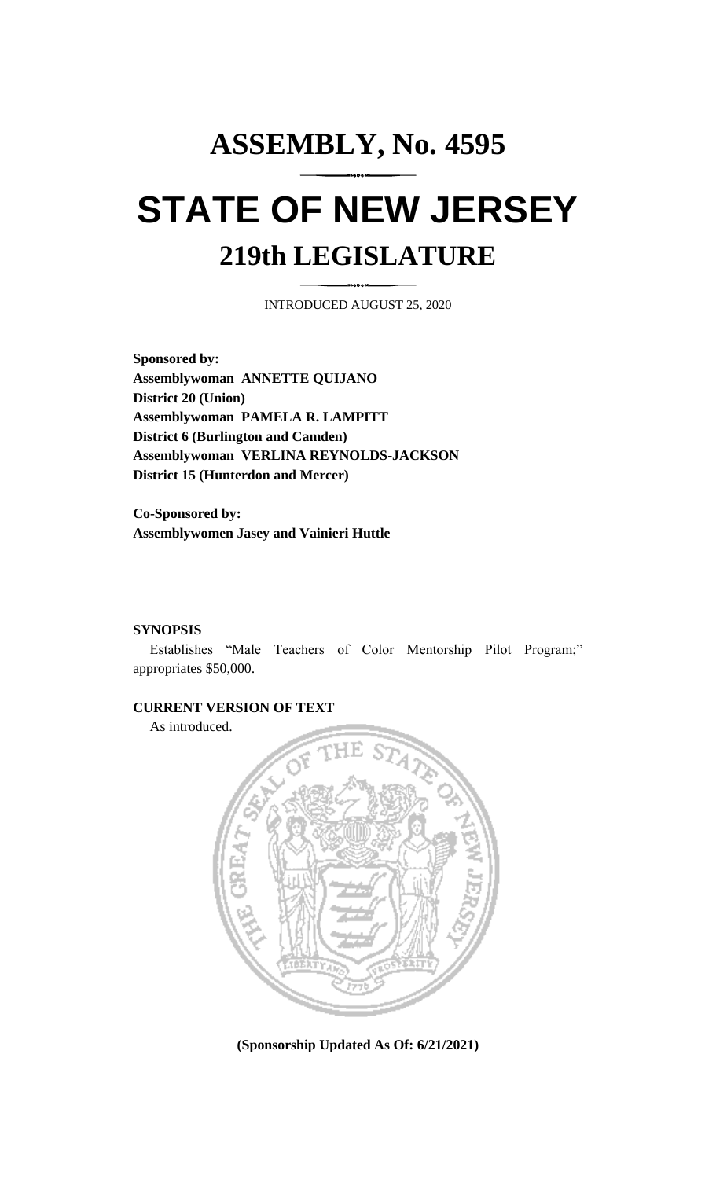# ASSEMBLY, No. 4595

# STATE OF NEW JERSEY

## 219th LEGISLATURE

INTRODUCED AUGUST 25, 2020

**Sponsored by:**
**Assemblywoman ANNETTE QUIJANO**
**District 20 (Union)**
**Assemblywoman PAMELA R. LAMPITT**
**District 6 (Burlington and Camden)**
**Assemblywoman VERLINA REYNOLDS-JACKSON**
**District 15 (Hunterdon and Mercer)**

**Co-Sponsored by:**
**Assemblywomen Jasey and Vainieri Huttle**

**SYNOPSIS**

Establishes "Male Teachers of Color Mentorship Pilot Program;" appropriates $50,000.

**CURRENT VERSION OF TEXT**

As introduced.

**(Sponsorship Updated As Of: 6/21/2021)**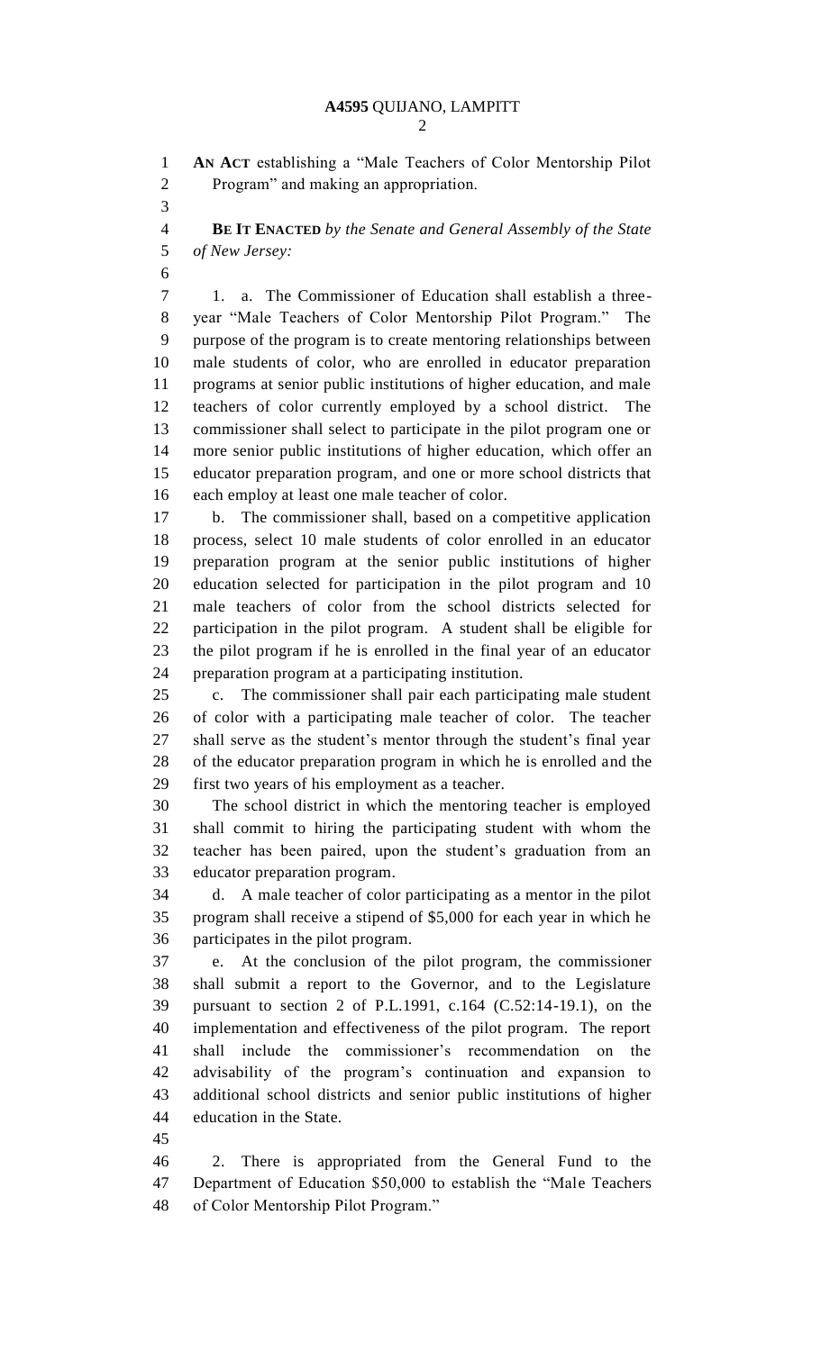**AN ACT** establishing a "Male Teachers of Color Mentorship Pilot Program" and making an appropriation.

**BE IT ENACTED** *by the Senate and General Assembly of the State of New Jersey:*

1. a. The Commissioner of Education shall establish a three-year "Male Teachers of Color Mentorship Pilot Program." The purpose of the program is to create mentoring relationships between male students of color, who are enrolled in educator preparation programs at senior public institutions of higher education, and male teachers of color currently employed by a school district. The commissioner shall select to participate in the pilot program one or more senior public institutions of higher education, which offer an educator preparation program, and one or more school districts that each employ at least one male teacher of color.

b. The commissioner shall, based on a competitive application process, select 10 male students of color enrolled in an educator preparation program at the senior public institutions of higher education selected for participation in the pilot program and 10 male teachers of color from the school districts selected for participation in the pilot program. A student shall be eligible for the pilot program if he is enrolled in the final year of an educator preparation program at a participating institution.

c. The commissioner shall pair each participating male student of color with a participating male teacher of color. The teacher shall serve as the student's mentor through the student's final year of the educator preparation program in which he is enrolled and the first two years of his employment as a teacher.

The school district in which the mentoring teacher is employed shall commit to hiring the participating student with whom the teacher has been paired, upon the student's graduation from an educator preparation program.

d. A male teacher of color participating as a mentor in the pilot program shall receive a stipend of $5,000 for each year in which he participates in the pilot program.

e. At the conclusion of the pilot program, the commissioner shall submit a report to the Governor, and to the Legislature pursuant to section 2 of P.L.1991, c.164 (C.52:14-19.1), on the implementation and effectiveness of the pilot program. The report shall include the commissioner's recommendation on the advisability of the program's continuation and expansion to additional school districts and senior public institutions of higher education in the State.

2. There is appropriated from the General Fund to the Department of Education $50,000 to establish the "Male Teachers of Color Mentorship Pilot Program."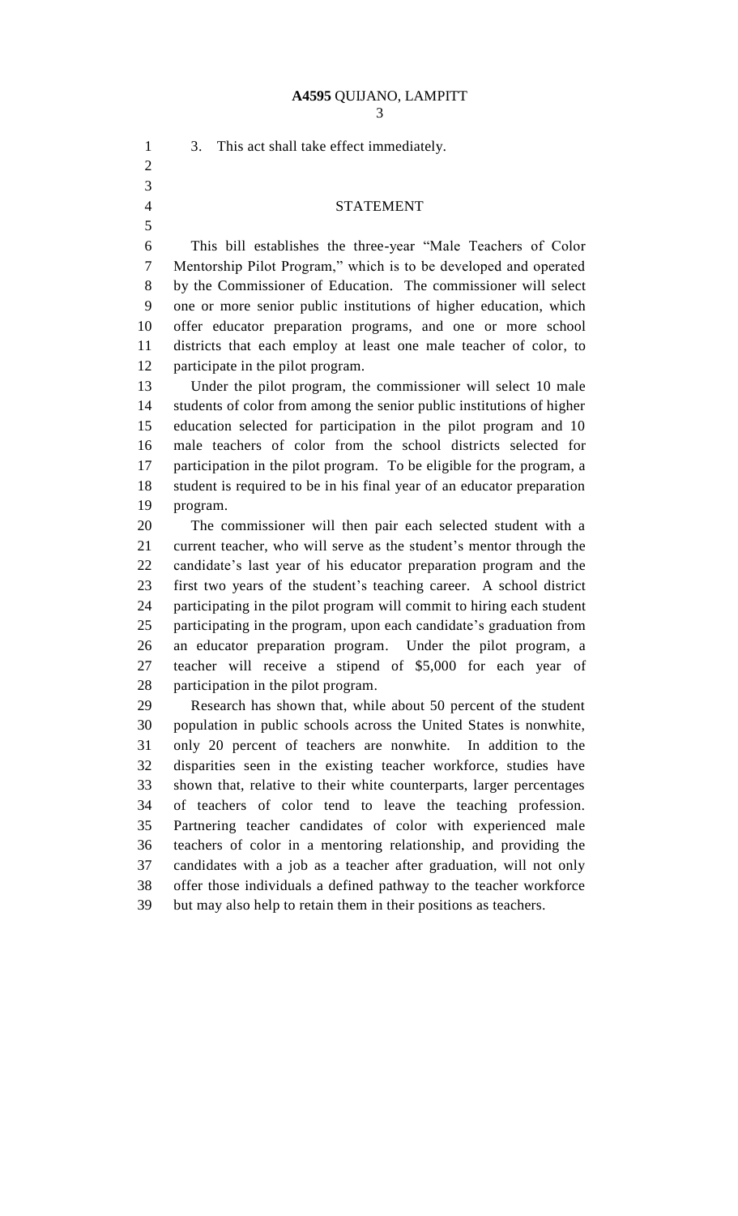3. This act shall take effect immediately.

## STATEMENT

This bill establishes the three-year "Male Teachers of Color Mentorship Pilot Program," which is to be developed and operated by the Commissioner of Education. The commissioner will select one or more senior public institutions of higher education, which offer educator preparation programs, and one or more school districts that each employ at least one male teacher of color, to participate in the pilot program.

Under the pilot program, the commissioner will select 10 male students of color from among the senior public institutions of higher education selected for participation in the pilot program and 10 male teachers of color from the school districts selected for participation in the pilot program. To be eligible for the program, a student is required to be in his final year of an educator preparation program.

The commissioner will then pair each selected student with a current teacher, who will serve as the student's mentor through the candidate's last year of his educator preparation program and the first two years of the student's teaching career. A school district participating in the pilot program will commit to hiring each student participating in the program, upon each candidate's graduation from an educator preparation program. Under the pilot program, a teacher will receive a stipend of $5,000 for each year of participation in the pilot program.

Research has shown that, while about 50 percent of the student population in public schools across the United States is nonwhite, only 20 percent of teachers are nonwhite. In addition to the disparities seen in the existing teacher workforce, studies have shown that, relative to their white counterparts, larger percentages of teachers of color tend to leave the teaching profession. Partnering teacher candidates of color with experienced male teachers of color in a mentoring relationship, and providing the candidates with a job as a teacher after graduation, will not only offer those individuals a defined pathway to the teacher workforce but may also help to retain them in their positions as teachers.